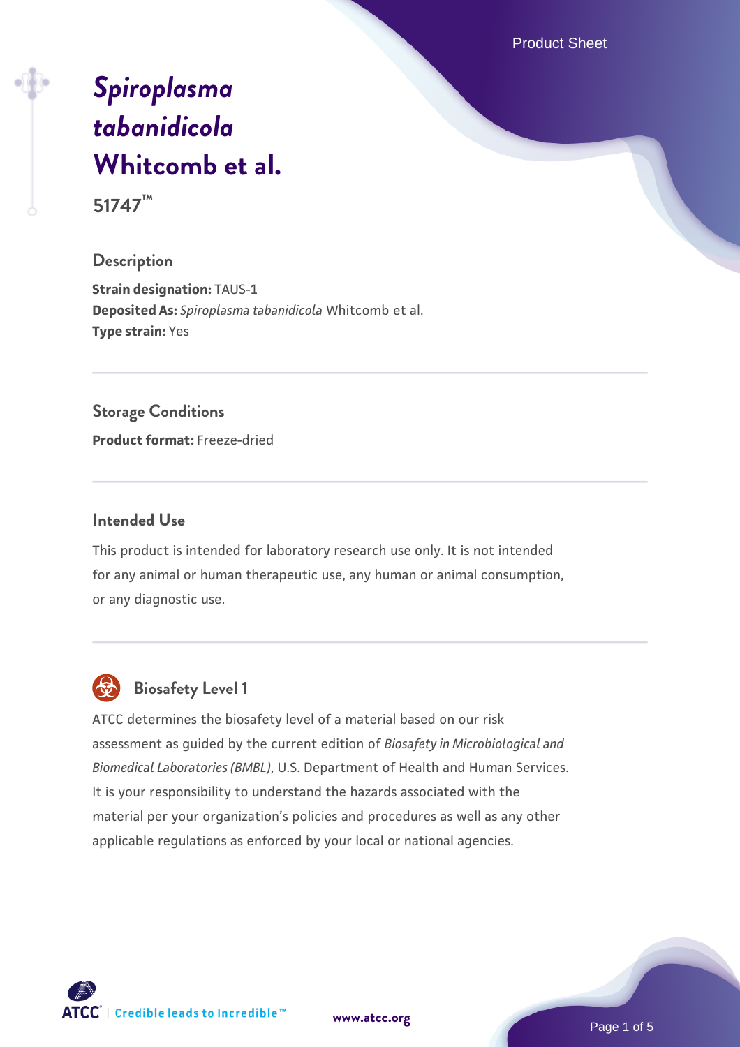# *Spiroplasma tabanidicola* Whitcomb et al.

**51747™**

## Description

**Strain designation:** TAUS-1
**Deposited As:** *Spiroplasma tabanidicola* Whitcomb et al.
**Type strain:** Yes

## Storage Conditions

**Product format:** Freeze-dried

## Intended Use

This product is intended for laboratory research use only. It is not intended for any animal or human therapeutic use, any human or animal consumption, or any diagnostic use.

## Biosafety Level 1

ATCC determines the biosafety level of a material based on our risk assessment as guided by the current edition of *Biosafety in Microbiological and Biomedical Laboratories (BMBL)*, U.S. Department of Health and Human Services. It is your responsibility to understand the hazards associated with the material per your organization's policies and procedures as well as any other applicable regulations as enforced by your local or national agencies.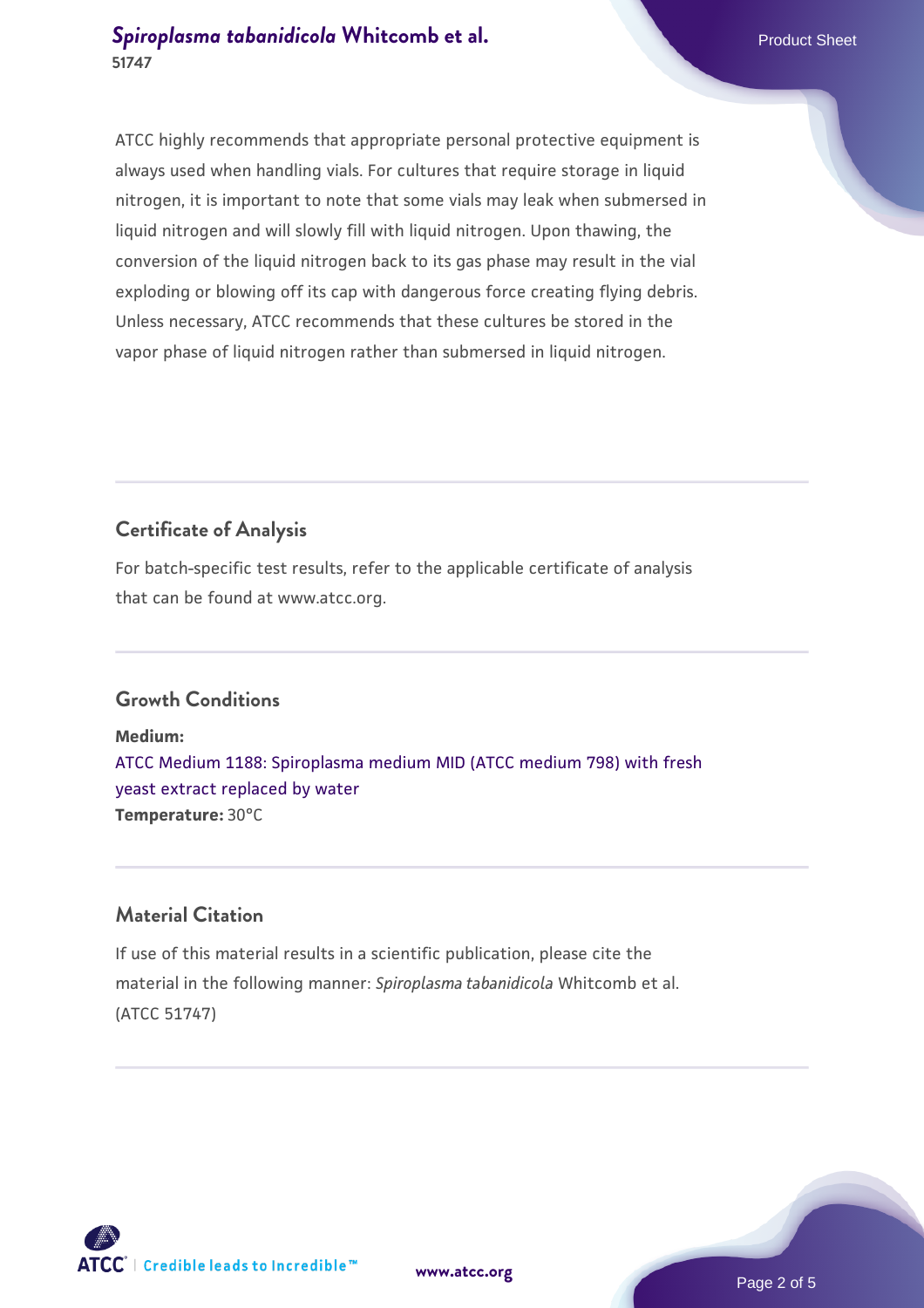ATCC highly recommends that appropriate personal protective equipment is always used when handling vials. For cultures that require storage in liquid nitrogen, it is important to note that some vials may leak when submersed in liquid nitrogen and will slowly fill with liquid nitrogen. Upon thawing, the conversion of the liquid nitrogen back to its gas phase may result in the vial exploding or blowing off its cap with dangerous force creating flying debris. Unless necessary, ATCC recommends that these cultures be stored in the vapor phase of liquid nitrogen rather than submersed in liquid nitrogen.

## Certificate of Analysis

For batch-specific test results, refer to the applicable certificate of analysis that can be found at www.atcc.org.

## Growth Conditions

**Medium:**
ATCC Medium 1188: Spiroplasma medium MID (ATCC medium 798) with fresh yeast extract replaced by water
**Temperature:** 30°C

## Material Citation

If use of this material results in a scientific publication, please cite the material in the following manner: *Spiroplasma tabanidicola* Whitcomb et al. (ATCC 51747)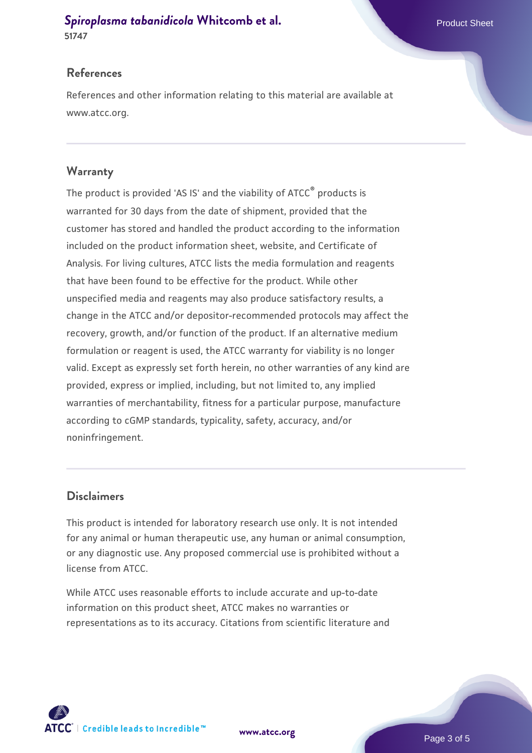## References

References and other information relating to this material are available at www.atcc.org.

## Warranty

The product is provided 'AS IS' and the viability of ATCC® products is warranted for 30 days from the date of shipment, provided that the customer has stored and handled the product according to the information included on the product information sheet, website, and Certificate of Analysis. For living cultures, ATCC lists the media formulation and reagents that have been found to be effective for the product. While other unspecified media and reagents may also produce satisfactory results, a change in the ATCC and/or depositor-recommended protocols may affect the recovery, growth, and/or function of the product. If an alternative medium formulation or reagent is used, the ATCC warranty for viability is no longer valid. Except as expressly set forth herein, no other warranties of any kind are provided, express or implied, including, but not limited to, any implied warranties of merchantability, fitness for a particular purpose, manufacture according to cGMP standards, typicality, safety, accuracy, and/or noninfringement.

## Disclaimers

This product is intended for laboratory research use only. It is not intended for any animal or human therapeutic use, any human or animal consumption, or any diagnostic use. Any proposed commercial use is prohibited without a license from ATCC.

While ATCC uses reasonable efforts to include accurate and up-to-date information on this product sheet, ATCC makes no warranties or representations as to its accuracy. Citations from scientific literature and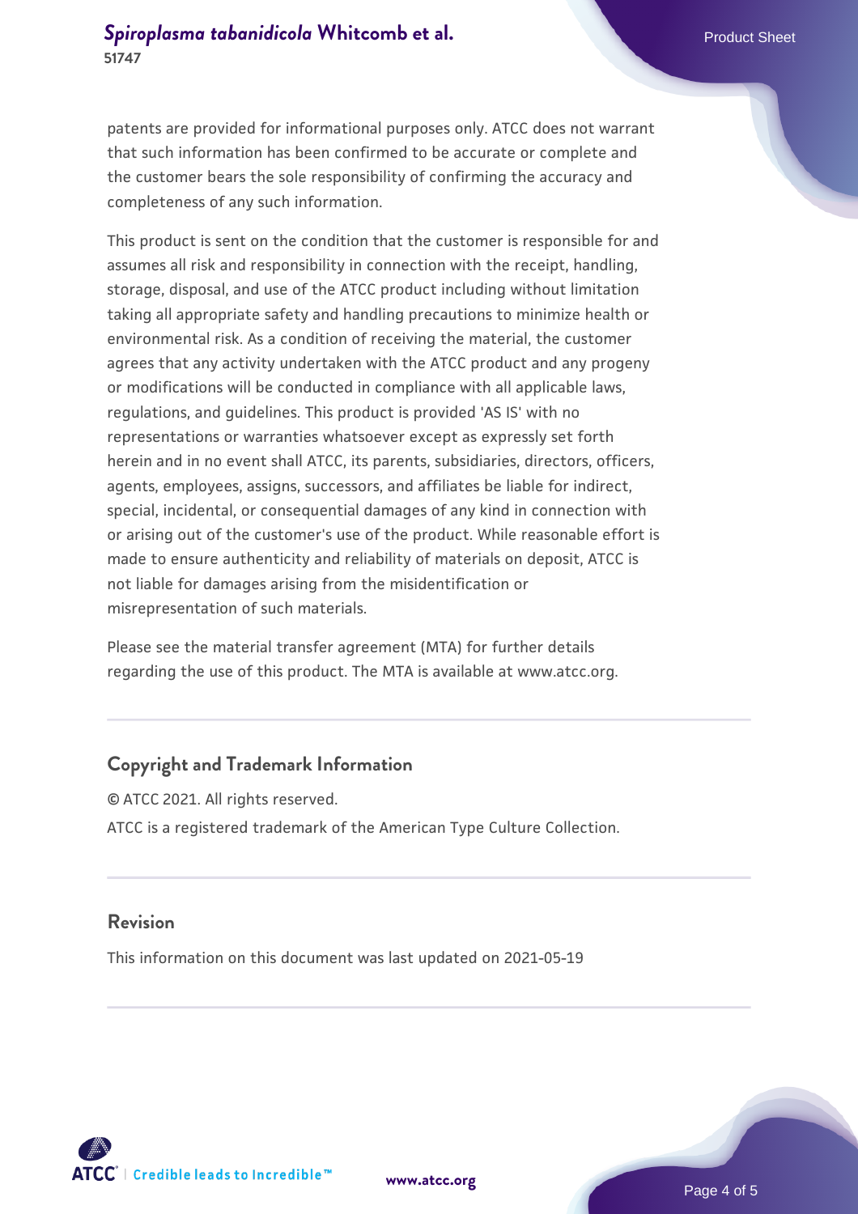patents are provided for informational purposes only. ATCC does not warrant that such information has been confirmed to be accurate or complete and the customer bears the sole responsibility of confirming the accuracy and completeness of any such information.

This product is sent on the condition that the customer is responsible for and assumes all risk and responsibility in connection with the receipt, handling, storage, disposal, and use of the ATCC product including without limitation taking all appropriate safety and handling precautions to minimize health or environmental risk. As a condition of receiving the material, the customer agrees that any activity undertaken with the ATCC product and any progeny or modifications will be conducted in compliance with all applicable laws, regulations, and guidelines. This product is provided 'AS IS' with no representations or warranties whatsoever except as expressly set forth herein and in no event shall ATCC, its parents, subsidiaries, directors, officers, agents, employees, assigns, successors, and affiliates be liable for indirect, special, incidental, or consequential damages of any kind in connection with or arising out of the customer's use of the product. While reasonable effort is made to ensure authenticity and reliability of materials on deposit, ATCC is not liable for damages arising from the misidentification or misrepresentation of such materials.

Please see the material transfer agreement (MTA) for further details regarding the use of this product. The MTA is available at www.atcc.org.

## Copyright and Trademark Information

© ATCC 2021. All rights reserved.

ATCC is a registered trademark of the American Type Culture Collection.

## Revision

This information on this document was last updated on 2021-05-19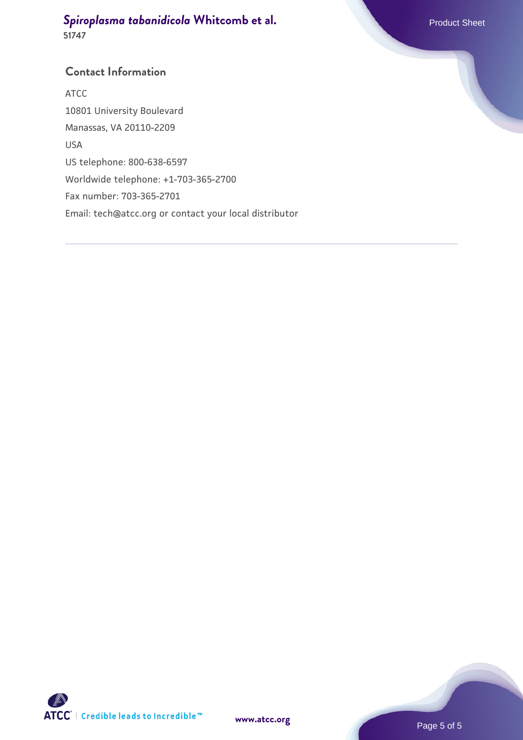## Contact Information

ATCC

10801 University Boulevard

Manassas, VA 20110-2209

USA

US telephone: 800-638-6597

Worldwide telephone: +1-703-365-2700

Fax number: 703-365-2701

Email: tech@atcc.org or contact your local distributor